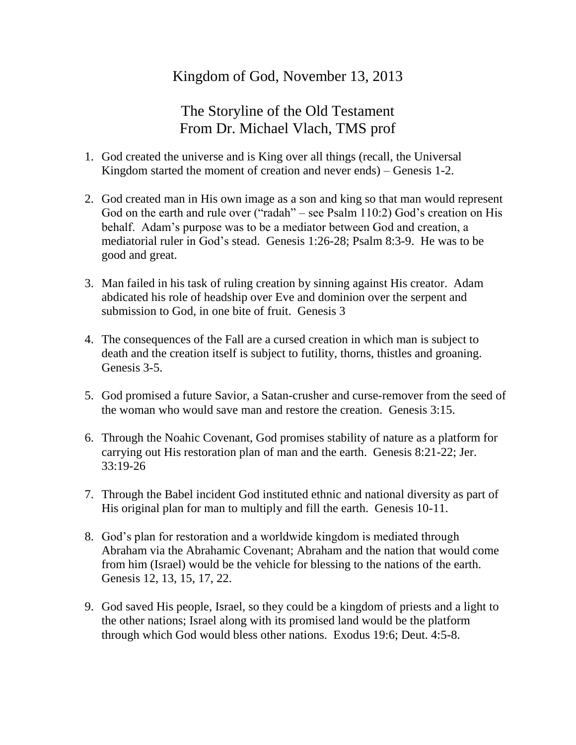# Kingdom of God, November 13, 2013

## The Storyline of the Old Testament
## From Dr. Michael Vlach, TMS prof

1. God created the universe and is King over all things (recall, the Universal Kingdom started the moment of creation and never ends) – Genesis 1-2.

2. God created man in His own image as a son and king so that man would represent God on the earth and rule over ("radah" – see Psalm 110:2) God's creation on His behalf. Adam's purpose was to be a mediator between God and creation, a mediatorial ruler in God's stead. Genesis 1:26-28; Psalm 8:3-9. He was to be good and great.

3. Man failed in his task of ruling creation by sinning against His creator. Adam abdicated his role of headship over Eve and dominion over the serpent and submission to God, in one bite of fruit. Genesis 3

4. The consequences of the Fall are a cursed creation in which man is subject to death and the creation itself is subject to futility, thorns, thistles and groaning. Genesis 3-5.

5. God promised a future Savior, a Satan-crusher and curse-remover from the seed of the woman who would save man and restore the creation. Genesis 3:15.

6. Through the Noahic Covenant, God promises stability of nature as a platform for carrying out His restoration plan of man and the earth. Genesis 8:21-22; Jer. 33:19-26

7. Through the Babel incident God instituted ethnic and national diversity as part of His original plan for man to multiply and fill the earth. Genesis 10-11.

8. God's plan for restoration and a worldwide kingdom is mediated through Abraham via the Abrahamic Covenant; Abraham and the nation that would come from him (Israel) would be the vehicle for blessing to the nations of the earth. Genesis 12, 13, 15, 17, 22.

9. God saved His people, Israel, so they could be a kingdom of priests and a light to the other nations; Israel along with its promised land would be the platform through which God would bless other nations. Exodus 19:6; Deut. 4:5-8.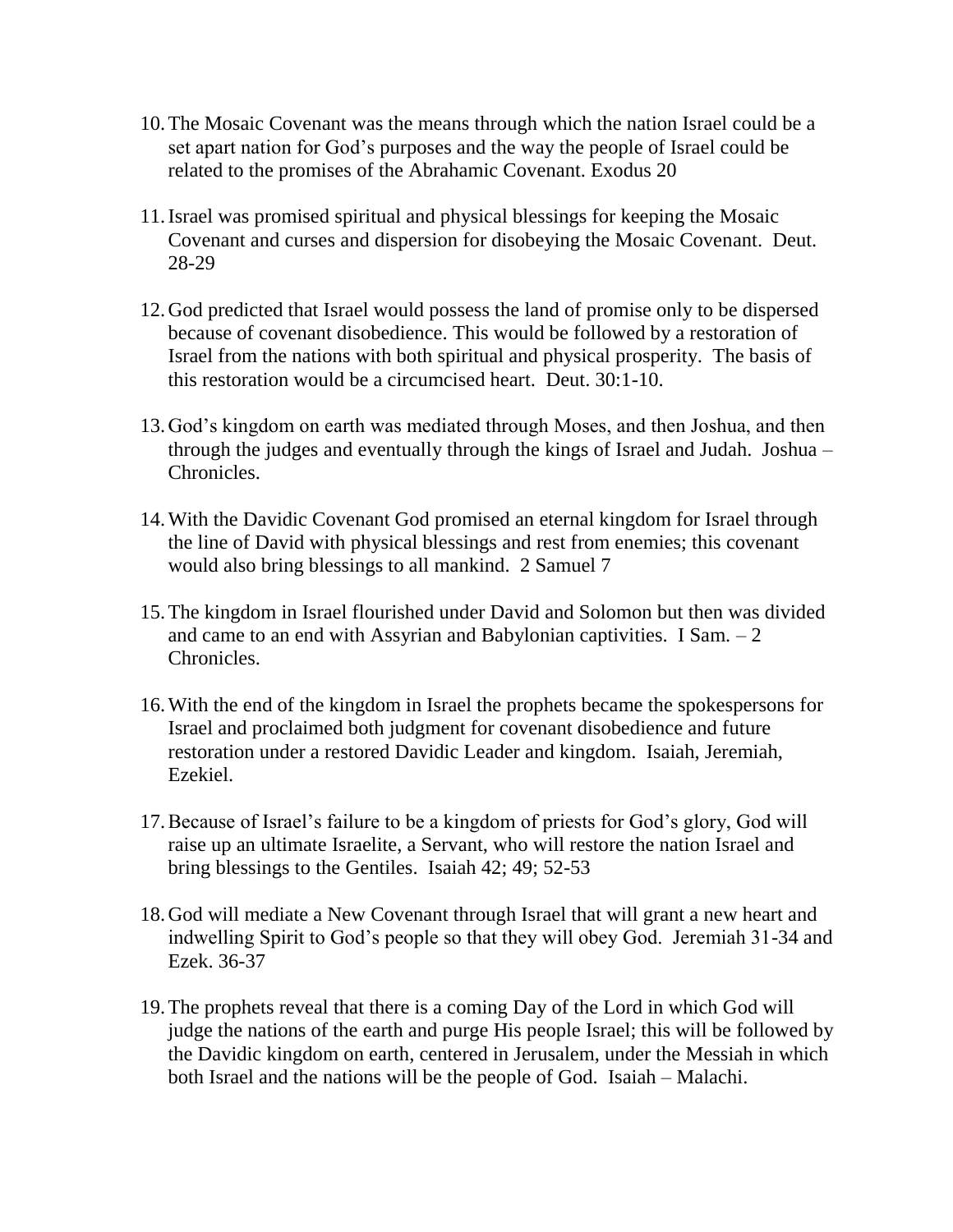10. The Mosaic Covenant was the means through which the nation Israel could be a set apart nation for God's purposes and the way the people of Israel could be related to the promises of the Abrahamic Covenant. Exodus 20

11. Israel was promised spiritual and physical blessings for keeping the Mosaic Covenant and curses and dispersion for disobeying the Mosaic Covenant. Deut. 28-29

12. God predicted that Israel would possess the land of promise only to be dispersed because of covenant disobedience. This would be followed by a restoration of Israel from the nations with both spiritual and physical prosperity. The basis of this restoration would be a circumcised heart. Deut. 30:1-10.

13. God's kingdom on earth was mediated through Moses, and then Joshua, and then through the judges and eventually through the kings of Israel and Judah. Joshua – Chronicles.

14. With the Davidic Covenant God promised an eternal kingdom for Israel through the line of David with physical blessings and rest from enemies; this covenant would also bring blessings to all mankind. 2 Samuel 7

15. The kingdom in Israel flourished under David and Solomon but then was divided and came to an end with Assyrian and Babylonian captivities. I Sam. – 2 Chronicles.

16. With the end of the kingdom in Israel the prophets became the spokespersons for Israel and proclaimed both judgment for covenant disobedience and future restoration under a restored Davidic Leader and kingdom. Isaiah, Jeremiah, Ezekiel.

17. Because of Israel's failure to be a kingdom of priests for God's glory, God will raise up an ultimate Israelite, a Servant, who will restore the nation Israel and bring blessings to the Gentiles. Isaiah 42; 49; 52-53

18. God will mediate a New Covenant through Israel that will grant a new heart and indwelling Spirit to God's people so that they will obey God. Jeremiah 31-34 and Ezek. 36-37

19. The prophets reveal that there is a coming Day of the Lord in which God will judge the nations of the earth and purge His people Israel; this will be followed by the Davidic kingdom on earth, centered in Jerusalem, under the Messiah in which both Israel and the nations will be the people of God. Isaiah – Malachi.